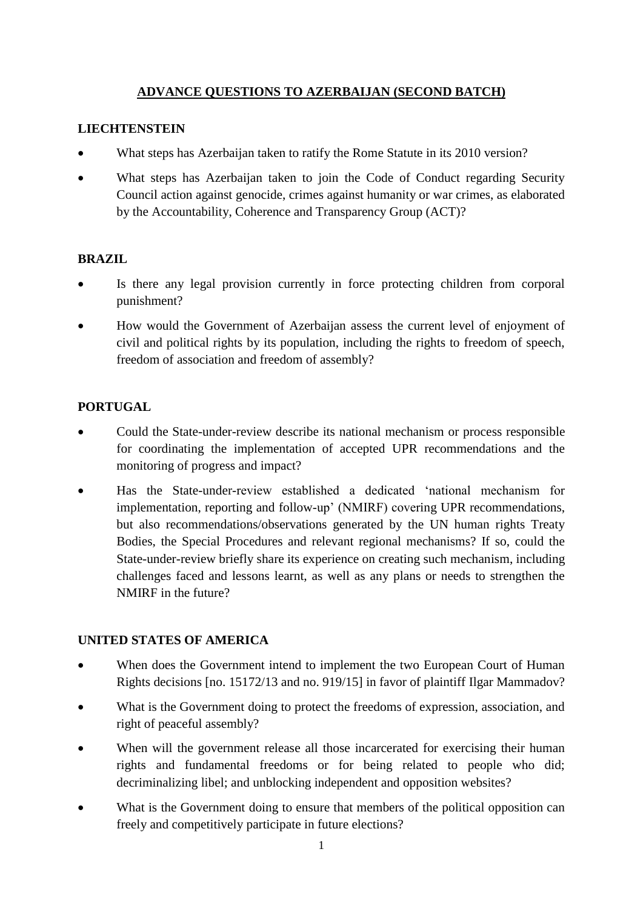# ADVANCE QUESTIONS TO AZERBAIJAN (SECOND BATCH)

## LIECHTENSTEIN

- What steps has Azerbaijan taken to ratify the Rome Statute in its 2010 version?
- What steps has Azerbaijan taken to join the Code of Conduct regarding Security Council action against genocide, crimes against humanity or war crimes, as elaborated by the Accountability, Coherence and Transparency Group (ACT)?

## BRAZIL

- Is there any legal provision currently in force protecting children from corporal punishment?
- How would the Government of Azerbaijan assess the current level of enjoyment of civil and political rights by its population, including the rights to freedom of speech, freedom of association and freedom of assembly?

## PORTUGAL

- Could the State-under-review describe its national mechanism or process responsible for coordinating the implementation of accepted UPR recommendations and the monitoring of progress and impact?
- Has the State-under-review established a dedicated 'national mechanism for implementation, reporting and follow-up' (NMIRF) covering UPR recommendations, but also recommendations/observations generated by the UN human rights Treaty Bodies, the Special Procedures and relevant regional mechanisms? If so, could the State-under-review briefly share its experience on creating such mechanism, including challenges faced and lessons learnt, as well as any plans or needs to strengthen the NMIRF in the future?

## UNITED STATES OF AMERICA

- When does the Government intend to implement the two European Court of Human Rights decisions [no. 15172/13 and no. 919/15] in favor of plaintiff Ilgar Mammadov?
- What is the Government doing to protect the freedoms of expression, association, and right of peaceful assembly?
- When will the government release all those incarcerated for exercising their human rights and fundamental freedoms or for being related to people who did; decriminalizing libel; and unblocking independent and opposition websites?
- What is the Government doing to ensure that members of the political opposition can freely and competitively participate in future elections?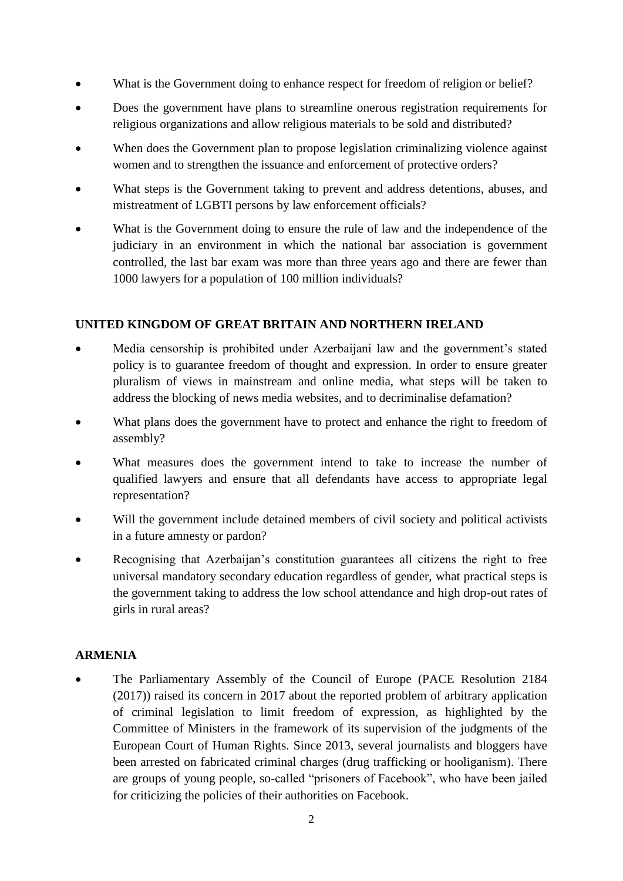- What is the Government doing to enhance respect for freedom of religion or belief?
- Does the government have plans to streamline onerous registration requirements for religious organizations and allow religious materials to be sold and distributed?
- When does the Government plan to propose legislation criminalizing violence against women and to strengthen the issuance and enforcement of protective orders?
- What steps is the Government taking to prevent and address detentions, abuses, and mistreatment of LGBTI persons by law enforcement officials?
- What is the Government doing to ensure the rule of law and the independence of the judiciary in an environment in which the national bar association is government controlled, the last bar exam was more than three years ago and there are fewer than 1000 lawyers for a population of 100 million individuals?

**UNITED KINGDOM OF GREAT BRITAIN AND NORTHERN IRELAND**

- Media censorship is prohibited under Azerbaijani law and the government's stated policy is to guarantee freedom of thought and expression. In order to ensure greater pluralism of views in mainstream and online media, what steps will be taken to address the blocking of news media websites, and to decriminalise defamation?
- What plans does the government have to protect and enhance the right to freedom of assembly?
- What measures does the government intend to take to increase the number of qualified lawyers and ensure that all defendants have access to appropriate legal representation?
- Will the government include detained members of civil society and political activists in a future amnesty or pardon?
- Recognising that Azerbaijan's constitution guarantees all citizens the right to free universal mandatory secondary education regardless of gender, what practical steps is the government taking to address the low school attendance and high drop-out rates of girls in rural areas?

**ARMENIA**

- The Parliamentary Assembly of the Council of Europe (PACE Resolution 2184 (2017)) raised its concern in 2017 about the reported problem of arbitrary application of criminal legislation to limit freedom of expression, as highlighted by the Committee of Ministers in the framework of its supervision of the judgments of the European Court of Human Rights. Since 2013, several journalists and bloggers have been arrested on fabricated criminal charges (drug trafficking or hooliganism). There are groups of young people, so-called "prisoners of Facebook", who have been jailed for criticizing the policies of their authorities on Facebook.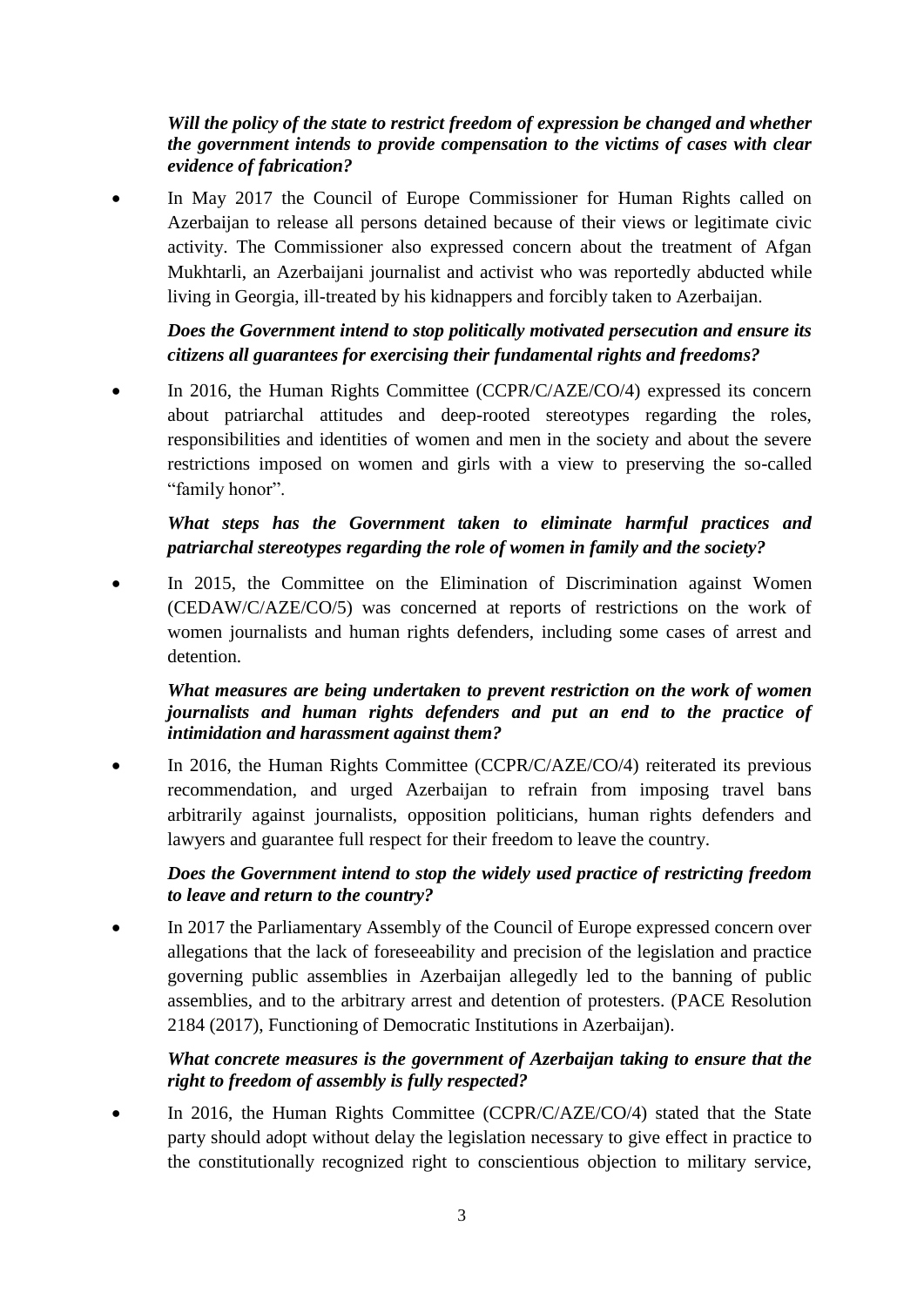***Will the policy of the state to restrict freedom of expression be changed and whether the government intends to provide compensation to the victims of cases with clear evidence of fabrication?***

- In May 2017 the Council of Europe Commissioner for Human Rights called on Azerbaijan to release all persons detained because of their views or legitimate civic activity. The Commissioner also expressed concern about the treatment of Afgan Mukhtarli, an Azerbaijani journalist and activist who was reportedly abducted while living in Georgia, ill-treated by his kidnappers and forcibly taken to Azerbaijan.

  ***Does the Government intend to stop politically motivated persecution and ensure its citizens all guarantees for exercising their fundamental rights and freedoms?***

- In 2016, the Human Rights Committee (CCPR/C/AZE/CO/4) expressed its concern about patriarchal attitudes and deep-rooted stereotypes regarding the roles, responsibilities and identities of women and men in the society and about the severe restrictions imposed on women and girls with a view to preserving the so-called "family honor".

  ***What steps has the Government taken to eliminate harmful practices and patriarchal stereotypes regarding the role of women in family and the society?***

- In 2015, the Committee on the Elimination of Discrimination against Women (CEDAW/C/AZE/CO/5) was concerned at reports of restrictions on the work of women journalists and human rights defenders, including some cases of arrest and detention.

  ***What measures are being undertaken to prevent restriction on the work of women journalists and human rights defenders and put an end to the practice of intimidation and harassment against them?***

- In 2016, the Human Rights Committee (CCPR/C/AZE/CO/4) reiterated its previous recommendation, and urged Azerbaijan to refrain from imposing travel bans arbitrarily against journalists, opposition politicians, human rights defenders and lawyers and guarantee full respect for their freedom to leave the country.

  ***Does the Government intend to stop the widely used practice of restricting freedom to leave and return to the country?***

- In 2017 the Parliamentary Assembly of the Council of Europe expressed concern over allegations that the lack of foreseeability and precision of the legislation and practice governing public assemblies in Azerbaijan allegedly led to the banning of public assemblies, and to the arbitrary arrest and detention of protesters. (PACE Resolution 2184 (2017), Functioning of Democratic Institutions in Azerbaijan).

  ***What concrete measures is the government of Azerbaijan taking to ensure that the right to freedom of assembly is fully respected?***

- In 2016, the Human Rights Committee (CCPR/C/AZE/CO/4) stated that the State party should adopt without delay the legislation necessary to give effect in practice to the constitutionally recognized right to conscientious objection to military service,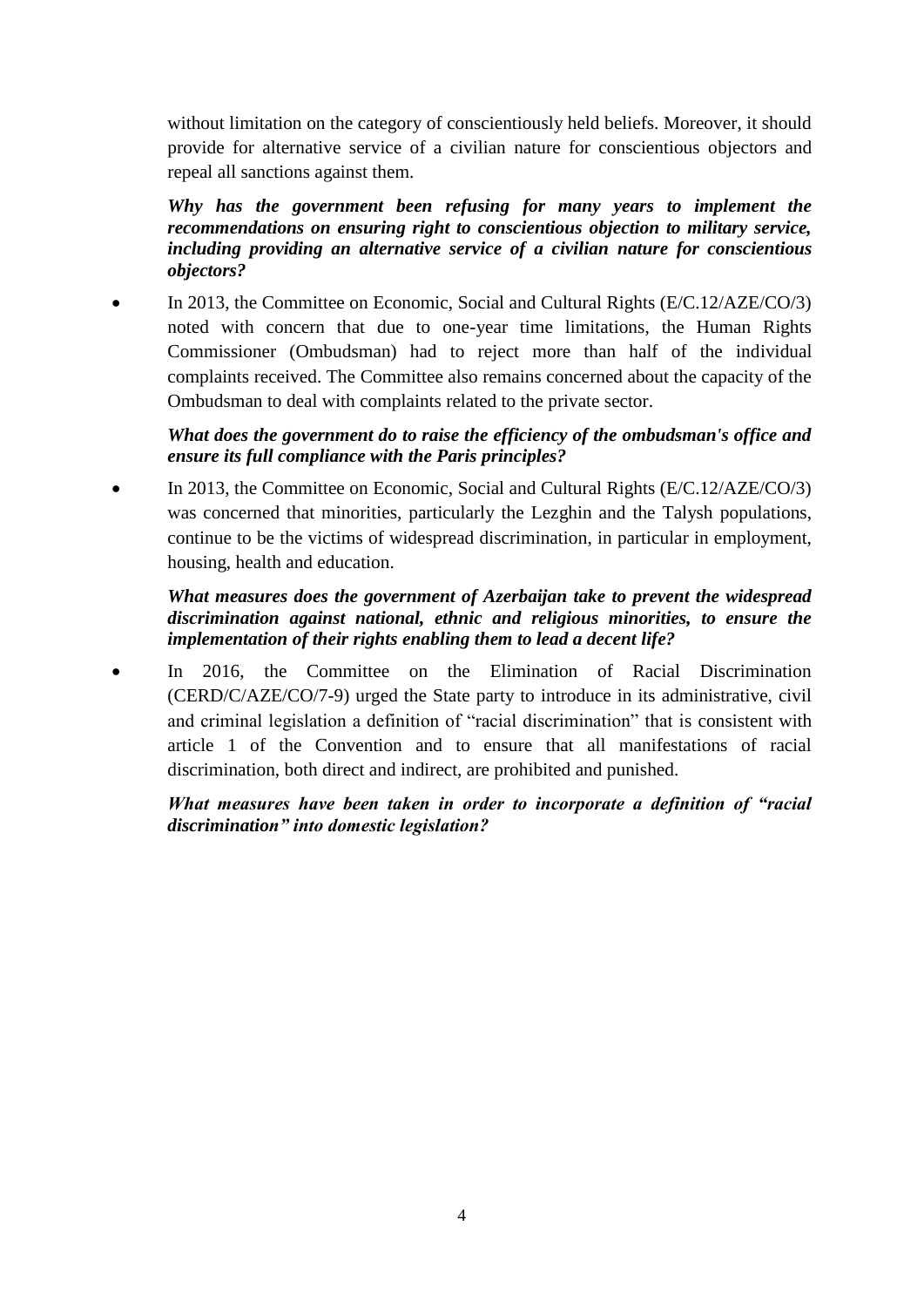without limitation on the category of conscientiously held beliefs. Moreover, it should provide for alternative service of a civilian nature for conscientious objectors and repeal all sanctions against them.

***Why has the government been refusing for many years to implement the recommendations on ensuring right to conscientious objection to military service, including providing an alternative service of a civilian nature for conscientious objectors?***

- In 2013, the Committee on Economic, Social and Cultural Rights (E/C.12/AZE/CO/3) noted with concern that due to one-year time limitations, the Human Rights Commissioner (Ombudsman) had to reject more than half of the individual complaints received. The Committee also remains concerned about the capacity of the Ombudsman to deal with complaints related to the private sector.

  ***What does the government do to raise the efficiency of the ombudsman's office and ensure its full compliance with the Paris principles?***

- In 2013, the Committee on Economic, Social and Cultural Rights (E/C.12/AZE/CO/3) was concerned that minorities, particularly the Lezghin and the Talysh populations, continue to be the victims of widespread discrimination, in particular in employment, housing, health and education.

  ***What measures does the government of Azerbaijan take to prevent the widespread discrimination against national, ethnic and religious minorities, to ensure the implementation of their rights enabling them to lead a decent life?***

- In 2016, the Committee on the Elimination of Racial Discrimination (CERD/C/AZE/CO/7-9) urged the State party to introduce in its administrative, civil and criminal legislation a definition of "racial discrimination" that is consistent with article 1 of the Convention and to ensure that all manifestations of racial discrimination, both direct and indirect, are prohibited and punished.

  ***What measures have been taken in order to incorporate a definition of "racial discrimination" into domestic legislation?***